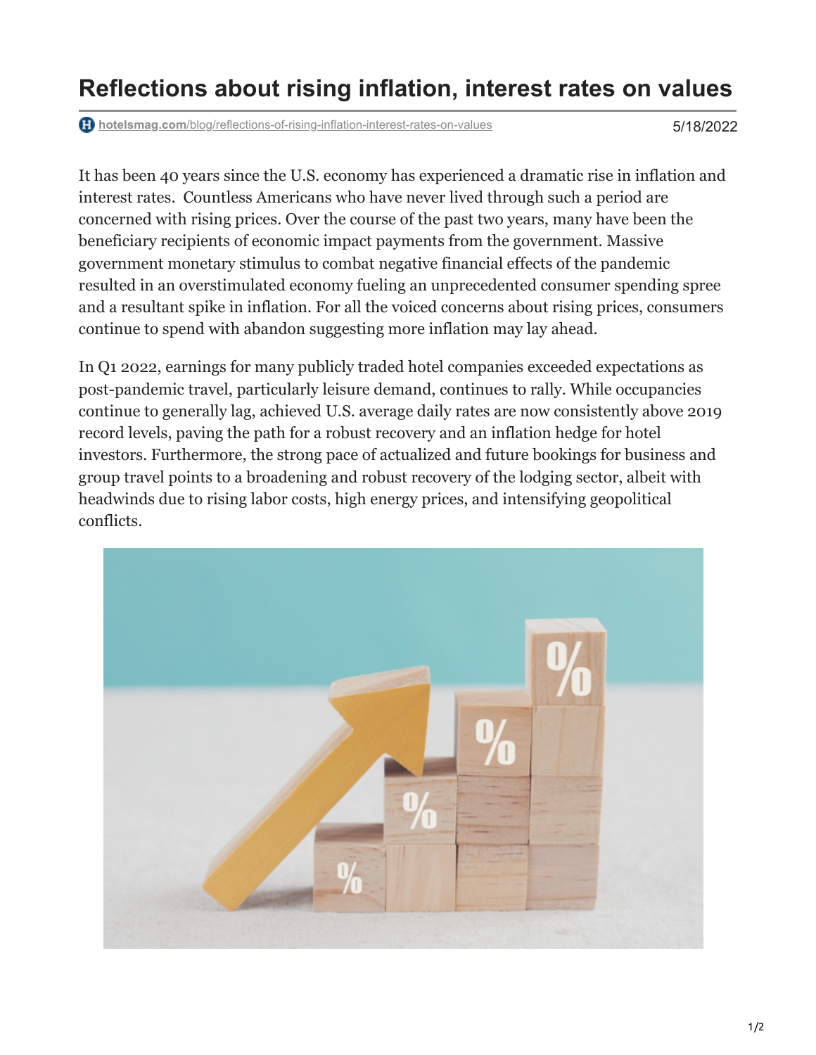# Reflections about rising inflation, interest rates on values

hotelsmag.com/blog/reflections-of-rising-inflation-interest-rates-on-values 5/18/2022

It has been 40 years since the U.S. economy has experienced a dramatic rise in inflation and interest rates. Countless Americans who have never lived through such a period are concerned with rising prices. Over the course of the past two years, many have been the beneficiary recipients of economic impact payments from the government. Massive government monetary stimulus to combat negative financial effects of the pandemic resulted in an overstimulated economy fueling an unprecedented consumer spending spree and a resultant spike in inflation. For all the voiced concerns about rising prices, consumers continue to spend with abandon suggesting more inflation may lay ahead.

In Q1 2022, earnings for many publicly traded hotel companies exceeded expectations as post-pandemic travel, particularly leisure demand, continues to rally. While occupancies continue to generally lag, achieved U.S. average daily rates are now consistently above 2019 record levels, paving the path for a robust recovery and an inflation hedge for hotel investors. Furthermore, the strong pace of actualized and future bookings for business and group travel points to a broadening and robust recovery of the lodging sector, albeit with headwinds due to rising labor costs, high energy prices, and intensifying geopolitical conflicts.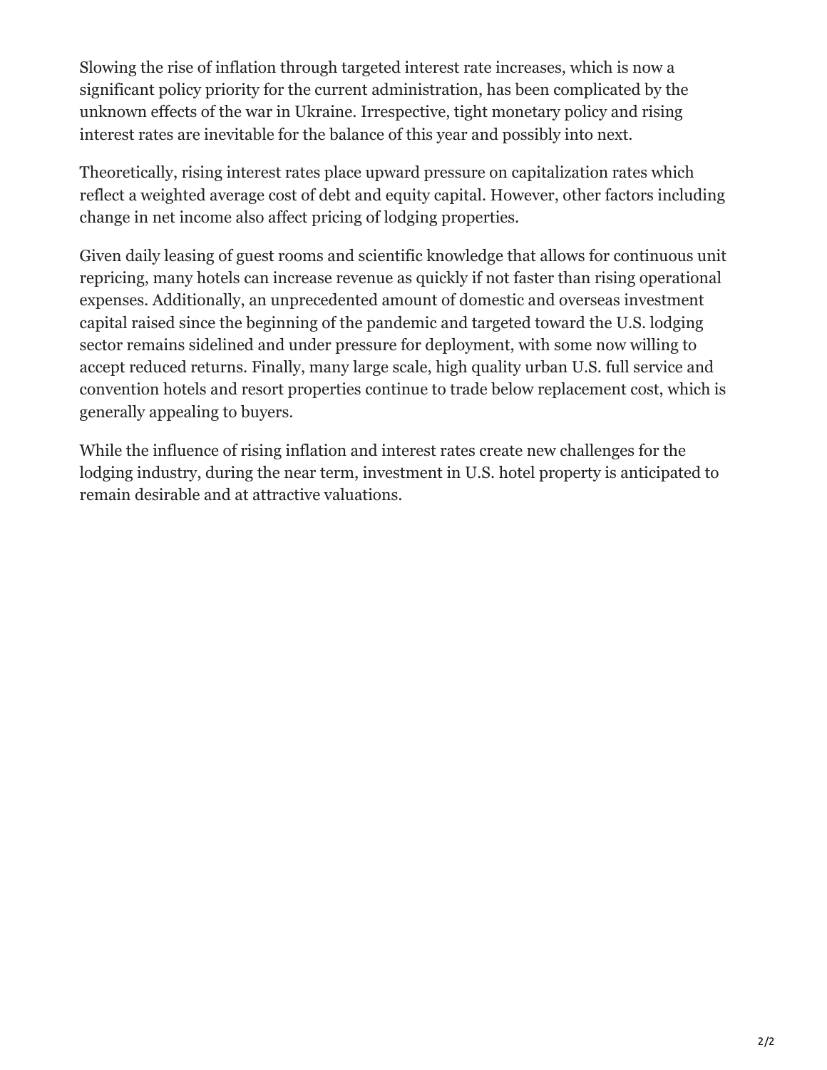Slowing the rise of inflation through targeted interest rate increases, which is now a significant policy priority for the current administration, has been complicated by the unknown effects of the war in Ukraine. Irrespective, tight monetary policy and rising interest rates are inevitable for the balance of this year and possibly into next.

Theoretically, rising interest rates place upward pressure on capitalization rates which reflect a weighted average cost of debt and equity capital. However, other factors including change in net income also affect pricing of lodging properties.

Given daily leasing of guest rooms and scientific knowledge that allows for continuous unit repricing, many hotels can increase revenue as quickly if not faster than rising operational expenses. Additionally, an unprecedented amount of domestic and overseas investment capital raised since the beginning of the pandemic and targeted toward the U.S. lodging sector remains sidelined and under pressure for deployment, with some now willing to accept reduced returns. Finally, many large scale, high quality urban U.S. full service and convention hotels and resort properties continue to trade below replacement cost, which is generally appealing to buyers.

While the influence of rising inflation and interest rates create new challenges for the lodging industry, during the near term, investment in U.S. hotel property is anticipated to remain desirable and at attractive valuations.